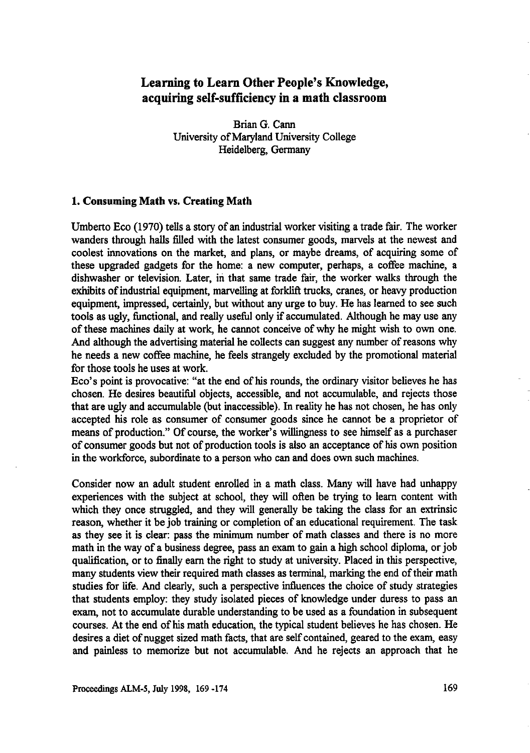# Learning to Learn Other People's Knowledge, acquiring self-sufficiency in a math classroom

Brian G. Cann
University of Maryland University College
Heidelberg, Germany

## 1. Consuming Math vs. Creating Math

Umberto Eco (1970) tells a story of an industrial worker visiting a trade fair. The worker wanders through halls filled with the latest consumer goods, marvels at the newest and coolest innovations on the market, and plans, or maybe dreams, of acquiring some of these upgraded gadgets for the home: a new computer, perhaps, a coffee machine, a dishwasher or television. Later, in that same trade fair, the worker walks through the exhibits of industrial equipment, marvelling at forklift trucks, cranes, or heavy production equipment, impressed, certainly, but without any urge to buy. He has learned to see such tools as ugly, functional, and really useful only if accumulated. Although he may use any of these machines daily at work, he cannot conceive of why he might wish to own one. And although the advertising material he collects can suggest any number of reasons why he needs a new coffee machine, he feels strangely excluded by the promotional material for those tools he uses at work.

Eco's point is provocative: "at the end of his rounds, the ordinary visitor believes he has chosen. He desires beautiful objects, accessible, and not accumulable, and rejects those that are ugly and accumulable (but inaccessible). In reality he has not chosen, he has only accepted his role as consumer of consumer goods since he cannot be a proprietor of means of production." Of course, the worker's willingness to see himself as a purchaser of consumer goods but not of production tools is also an acceptance of his own position in the workforce, subordinate to a person who can and does own such machines.

Consider now an adult student enrolled in a math class. Many will have had unhappy experiences with the subject at school, they will often be trying to learn content with which they once struggled, and they will generally be taking the class for an extrinsic reason, whether it be job training or completion of an educational requirement. The task as they see it is clear: pass the minimum number of math classes and there is no more math in the way of a business degree, pass an exam to gain a high school diploma, or job qualification, or to finally earn the right to study at university. Placed in this perspective, many students view their required math classes as terminal, marking the end of their math studies for life. And clearly, such a perspective influences the choice of study strategies that students employ: they study isolated pieces of knowledge under duress to pass an exam, not to accumulate durable understanding to be used as a foundation in subsequent courses. At the end of his math education, the typical student believes he has chosen. He desires a diet of nugget sized math facts, that are self contained, geared to the exam, easy and painless to memorize but not accumulable. And he rejects an approach that he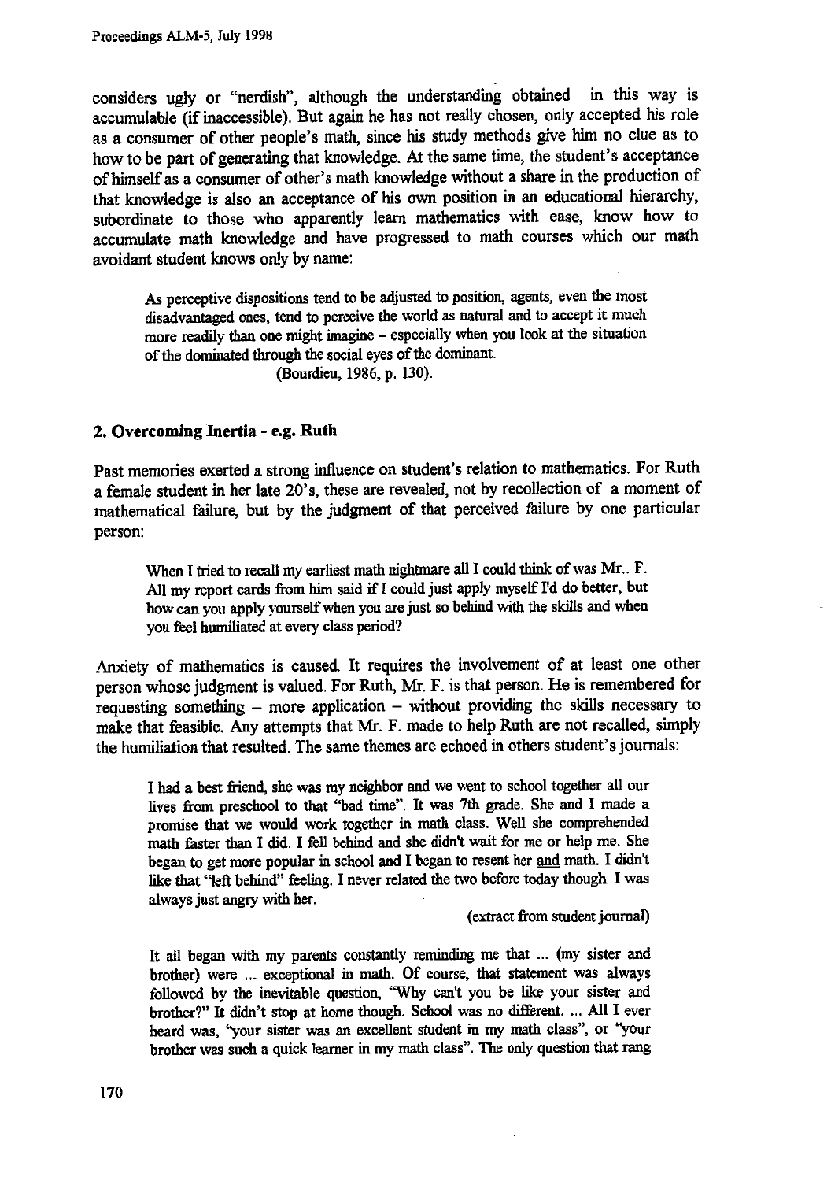considers ugly or "nerdish", although the understanding obtained in this way is accumulable (if inaccessible). But again he has not really chosen, only accepted his role as a consumer of other people's math, since his study methods give him no clue as to how to be part of generating that knowledge. At the same time, the student's acceptance of himself as a consumer of other's math knowledge without a share in the production of that knowledge is also an acceptance of his own position in an educational hierarchy, subordinate to those who apparently learn mathematics with ease, know how to accumulate math knowledge and have progressed to math courses which our math avoidant student knows only by name:

> As perceptive dispositions tend to be adjusted to position, agents, even the most disadvantaged ones, tend to perceive the world as natural and to accept it much more readily than one might imagine – especially when you look at the situation of the dominated through the social eyes of the dominant.
>
> (Bourdieu, 1986, p. 130).

### 2. Overcoming Inertia - e.g. Ruth

Past memories exerted a strong influence on student's relation to mathematics. For Ruth a female student in her late 20's, these are revealed, not by recollection of a moment of mathematical failure, but by the judgment of that perceived failure by one particular person:

> When I tried to recall my earliest math nightmare all I could think of was Mr.. F. All my report cards from him said if I could just apply myself I'd do better, but how can you apply yourself when you are just so behind with the skills and when you feel humiliated at every class period?

Anxiety of mathematics is caused. It requires the involvement of at least one other person whose judgment is valued. For Ruth, Mr. F. is that person. He is remembered for requesting something – more application – without providing the skills necessary to make that feasible. Any attempts that Mr. F. made to help Ruth are not recalled, simply the humiliation that resulted. The same themes are echoed in others student's journals:

> I had a best friend, she was my neighbor and we went to school together all our lives from preschool to that "bad time". It was 7th grade. She and I made a promise that we would work together in math class. Well she comprehended math faster than I did. I fell behind and she didn't wait for me or help me. She began to get more popular in school and I began to resent her <u>and</u> math. I didn't like that "left behind" feeling. I never related the two before today though. I was always just angry with her.
>
> (extract from student journal)

> It all began with my parents constantly reminding me that ... (my sister and brother) were ... exceptional in math. Of course, that statement was always followed by the inevitable question, "Why can't you be like your sister and brother?" It didn't stop at home though. School was no different. ... All I ever heard was, "your sister was an excellent student in my math class", or "your brother was such a quick learner in my math class". The only question that rang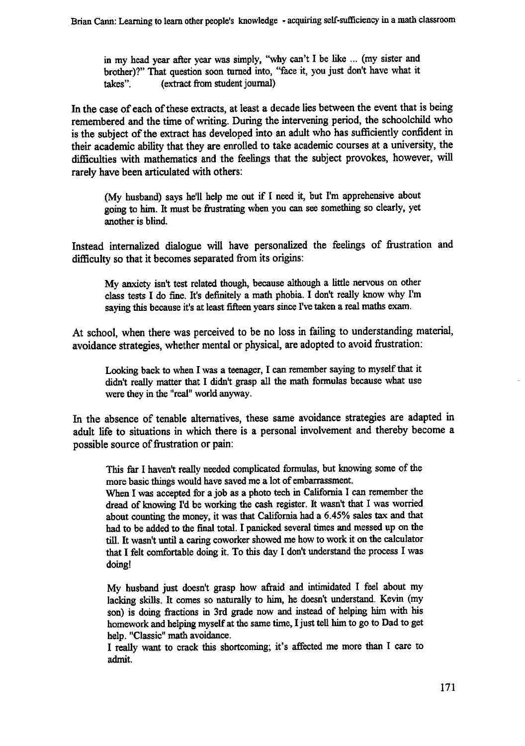> in my head year after year was simply, "why can't I be like ... (my sister and brother)?" That question soon turned into, "face it, you just don't have what it takes". (extract from student journal)

In the case of each of these extracts, at least a decade lies between the event that is being remembered and the time of writing. During the intervening period, the schoolchild who is the subject of the extract has developed into an adult who has sufficiently confident in their academic ability that they are enrolled to take academic courses at a university, the difficulties with mathematics and the feelings that the subject provokes, however, will rarely have been articulated with others:

> (My husband) says he'll help me out if I need it, but I'm apprehensive about going to him. It must be frustrating when you can see something so clearly, yet another is blind.

Instead internalized dialogue will have personalized the feelings of frustration and difficulty so that it becomes separated from its origins:

> My anxiety isn't test related though, because although a little nervous on other class tests I do fine. It's definitely a math phobia. I don't really know why I'm saying this because it's at least fifteen years since I've taken a real maths exam.

At school, when there was perceived to be no loss in failing to understanding material, avoidance strategies, whether mental or physical, are adopted to avoid frustration:

> Looking back to when I was a teenager, I can remember saying to myself that it didn't really matter that I didn't grasp all the math formulas because what use were they in the "real" world anyway.

In the absence of tenable alternatives, these same avoidance strategies are adapted in adult life to situations in which there is a personal involvement and thereby become a possible source of frustration or pain:

> This far I haven't really needed complicated formulas, but knowing some of the more basic things would have saved me a lot of embarrassment.
> When I was accepted for a job as a photo tech in California I can remember the dread of knowing I'd be working the cash register. It wasn't that I was worried about counting the money, it was that California had a 6.45% sales tax and that had to be added to the final total. I panicked several times and messed up on the till. It wasn't until a caring coworker showed me how to work it on the calculator that I felt comfortable doing it. To this day I don't understand the process I was doing!
>
> My husband just doesn't grasp how afraid and intimidated I feel about my lacking skills. It comes so naturally to him, he doesn't understand. Kevin (my son) is doing fractions in 3rd grade now and instead of helping him with his homework and helping myself at the same time, I just tell him to go to Dad to get help. "Classic" math avoidance.
> I really want to crack this shortcoming; it's affected me more than I care to admit.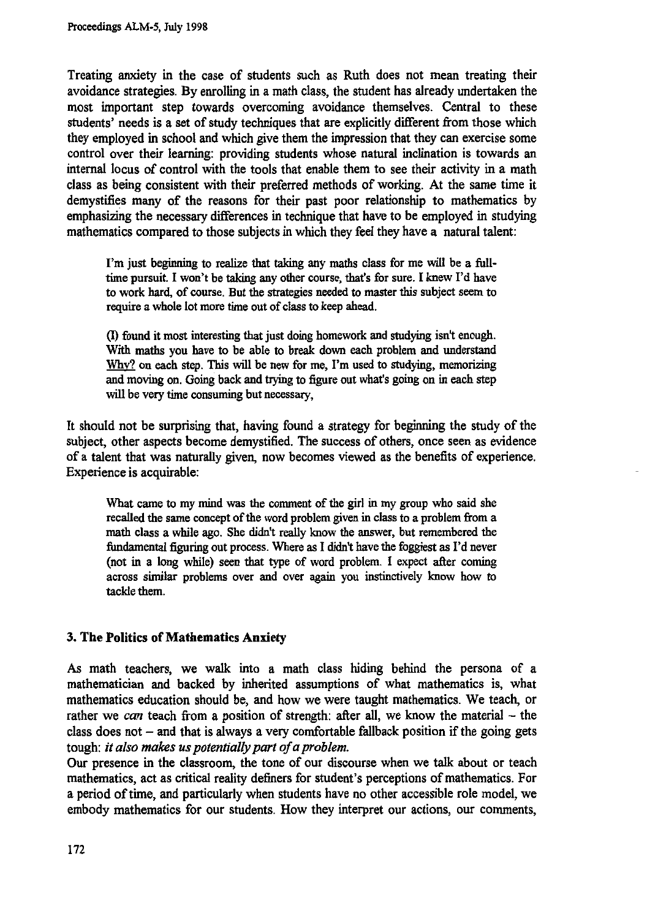Treating anxiety in the case of students such as Ruth does not mean treating their avoidance strategies. By enrolling in a math class, the student has already undertaken the most important step towards overcoming avoidance themselves. Central to these students' needs is a set of study techniques that are explicitly different from those which they employed in school and which give them the impression that they can exercise some control over their learning: providing students whose natural inclination is towards an internal locus of control with the tools that enable them to see their activity in a math class as being consistent with their preferred methods of working. At the same time it demystifies many of the reasons for their past poor relationship to mathematics by emphasizing the necessary differences in technique that have to be employed in studying mathematics compared to those subjects in which they feel they have a natural talent:

> I'm just beginning to realize that taking any maths class for me will be a full-time pursuit. I won't be taking any other course, that's for sure. I knew I'd have to work hard, of course. But the strategies needed to master this subject seem to require a whole lot more time out of class to keep ahead.
>
> (I) found it most interesting that just doing homework and studying isn't enough. With maths you have to be able to break down each problem and understand Why? on each step. This will be new for me, I'm used to studying, memorizing and moving on. Going back and trying to figure out what's going on in each step will be very time consuming but necessary,

It should not be surprising that, having found a strategy for beginning the study of the subject, other aspects become demystified. The success of others, once seen as evidence of a talent that was naturally given, now becomes viewed as the benefits of experience. Experience is acquirable:

> What came to my mind was the comment of the girl in my group who said she recalled the same concept of the word problem given in class to a problem from a math class a while ago. She didn't really know the answer, but remembered the fundamental figuring out process. Where as I didn't have the foggiest as I'd never (not in a long while) seen that type of word problem. I expect after coming across similar problems over and over again you instinctively know how to tackle them.

### 3. The Politics of Mathematics Anxiety

As math teachers, we walk into a math class hiding behind the persona of a mathematician and backed by inherited assumptions of what mathematics is, what mathematics education should be, and how we were taught mathematics. We teach, or rather we *can* teach from a position of strength: after all, we know the material – the class does not – and that is always a very comfortable fallback position if the going gets tough: *it also makes us potentially part of a problem.*

Our presence in the classroom, the tone of our discourse when we talk about or teach mathematics, act as critical reality definers for student's perceptions of mathematics. For a period of time, and particularly when students have no other accessible role model, we embody mathematics for our students. How they interpret our actions, our comments,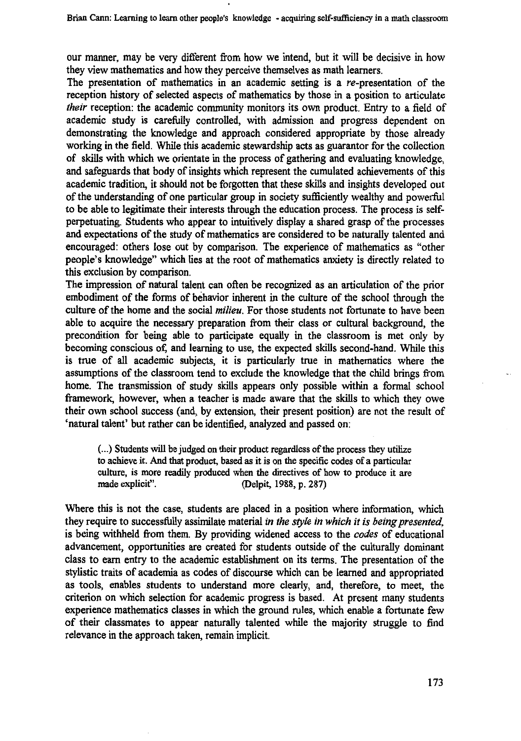our manner, may be very different from how we intend, but it will be decisive in how they view mathematics and how they perceive themselves as math learners.

The presentation of mathematics in an academic setting is a *re*-presentation of the reception history of selected aspects of mathematics by those in a position to articulate *their* reception: the academic community monitors its own product. Entry to a field of academic study is carefully controlled, with admission and progress dependent on demonstrating the knowledge and approach considered appropriate by those already working in the field. While this academic stewardship acts as guarantor for the collection of skills with which we orientate in the process of gathering and evaluating knowledge, and safeguards that body of insights which represent the cumulated achievements of this academic tradition, it should not be forgotten that these skills and insights developed out of the understanding of one particular group in society sufficiently wealthy and powerful to be able to legitimate their interests through the education process. The process is self-perpetuating. Students who appear to intuitively display a shared grasp of the processes and expectations of the study of mathematics are considered to be naturally talented and encouraged: others lose out by comparison. The experience of mathematics as "other people's knowledge" which lies at the root of mathematics anxiety is directly related to this exclusion by comparison.

The impression of natural talent can often be recognized as an articulation of the prior embodiment of the forms of behavior inherent in the culture of the school through the culture of the home and the social *milieu*. For those students not fortunate to have been able to acquire the necessary preparation from their class or cultural background, the precondition for being able to participate equally in the classroom is met only by becoming conscious of, and learning to use, the expected skills second-hand. While this is true of all academic subjects, it is particularly true in mathematics where the assumptions of the classroom tend to exclude the knowledge that the child brings from home. The transmission of study skills appears only possible within a formal school framework, however, when a teacher is made aware that the skills to which they owe their own school success (and, by extension, their present position) are not the result of 'natural talent' but rather can be identified, analyzed and passed on:

> (...) Students will be judged on their product regardless of the process they utilize to achieve it. And that product, based as it is on the specific codes of a particular culture, is more readily produced when the directives of how to produce it are made explicit". (Delpit, 1988, p. 287)

Where this is not the case, students are placed in a position where information, which they require to successfully assimilate material *in the style in which it is being presented*, is being withheld from them. By providing widened access to the *codes* of educational advancement, opportunities are created for students outside of the culturally dominant class to earn entry to the academic establishment on its terms. The presentation of the stylistic traits of academia as codes of discourse which can be learned and appropriated as tools, enables students to understand more clearly, and, therefore, to meet, the criterion on which selection for academic progress is based. At present many students experience mathematics classes in which the ground rules, which enable a fortunate few of their classmates to appear naturally talented while the majority struggle to find relevance in the approach taken, remain implicit.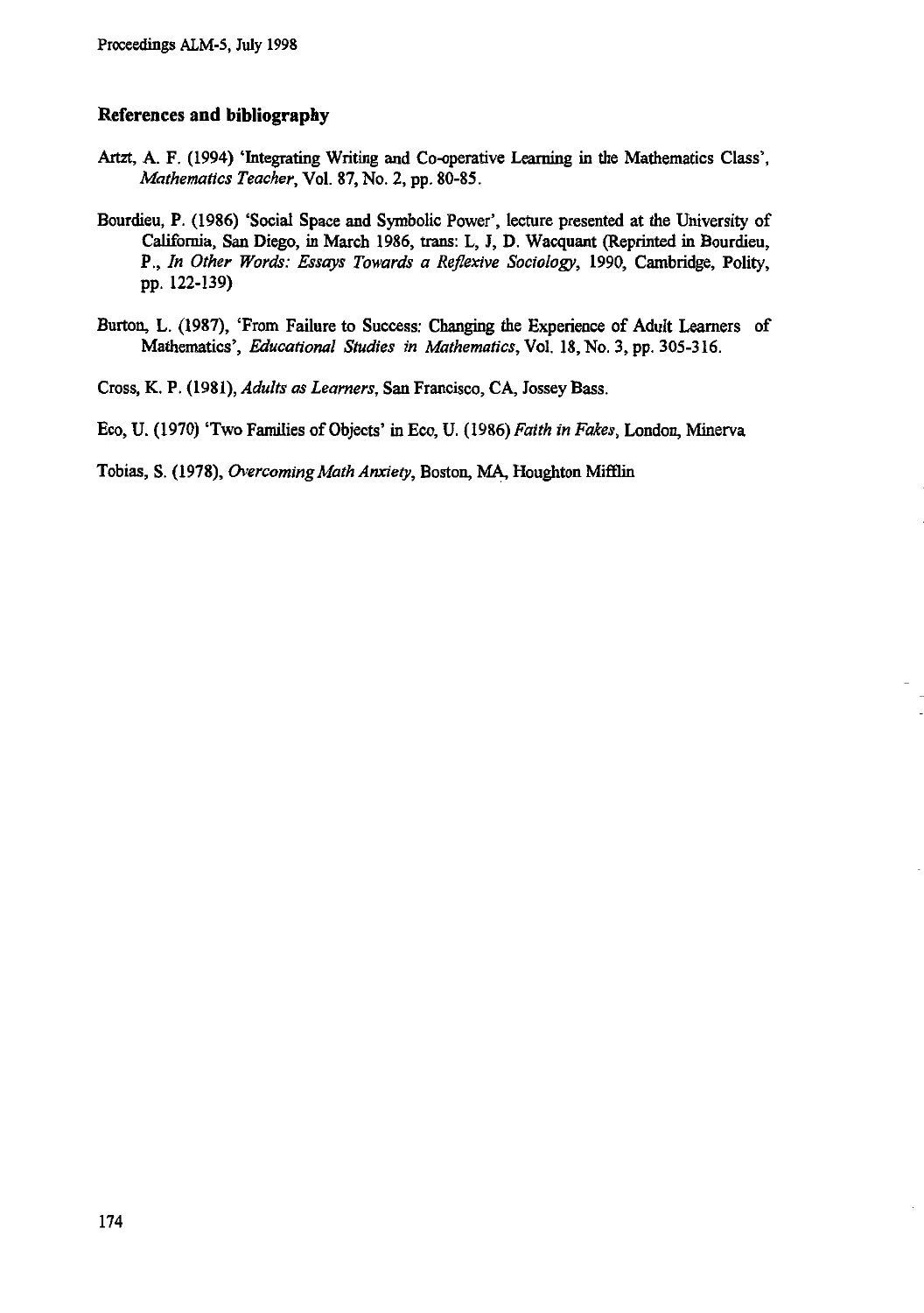## References and bibliography

Artzt, A. F. (1994) 'Integrating Writing and Co-operative Learning in the Mathematics Class', *Mathematics Teacher*, Vol. 87, No. 2, pp. 80-85.

Bourdieu, P. (1986) 'Social Space and Symbolic Power', lecture presented at the University of California, San Diego, in March 1986, trans: L, J, D. Wacquant (Reprinted in Bourdieu, P., *In Other Words: Essays Towards a Reflexive Sociology*, 1990, Cambridge, Polity, pp. 122-139)

Burton, L. (1987), 'From Failure to Success: Changing the Experience of Adult Learners of Mathematics', *Educational Studies in Mathematics*, Vol. 18, No. 3, pp. 305-316.

Cross, K. P. (1981), *Adults as Learners*, San Francisco, CA, Jossey Bass.

Eco, U. (1970) 'Two Families of Objects' in Eco, U. (1986) *Faith in Fakes*, London, Minerva

Tobias, S. (1978), *Overcoming Math Anxiety*, Boston, MA, Houghton Mifflin